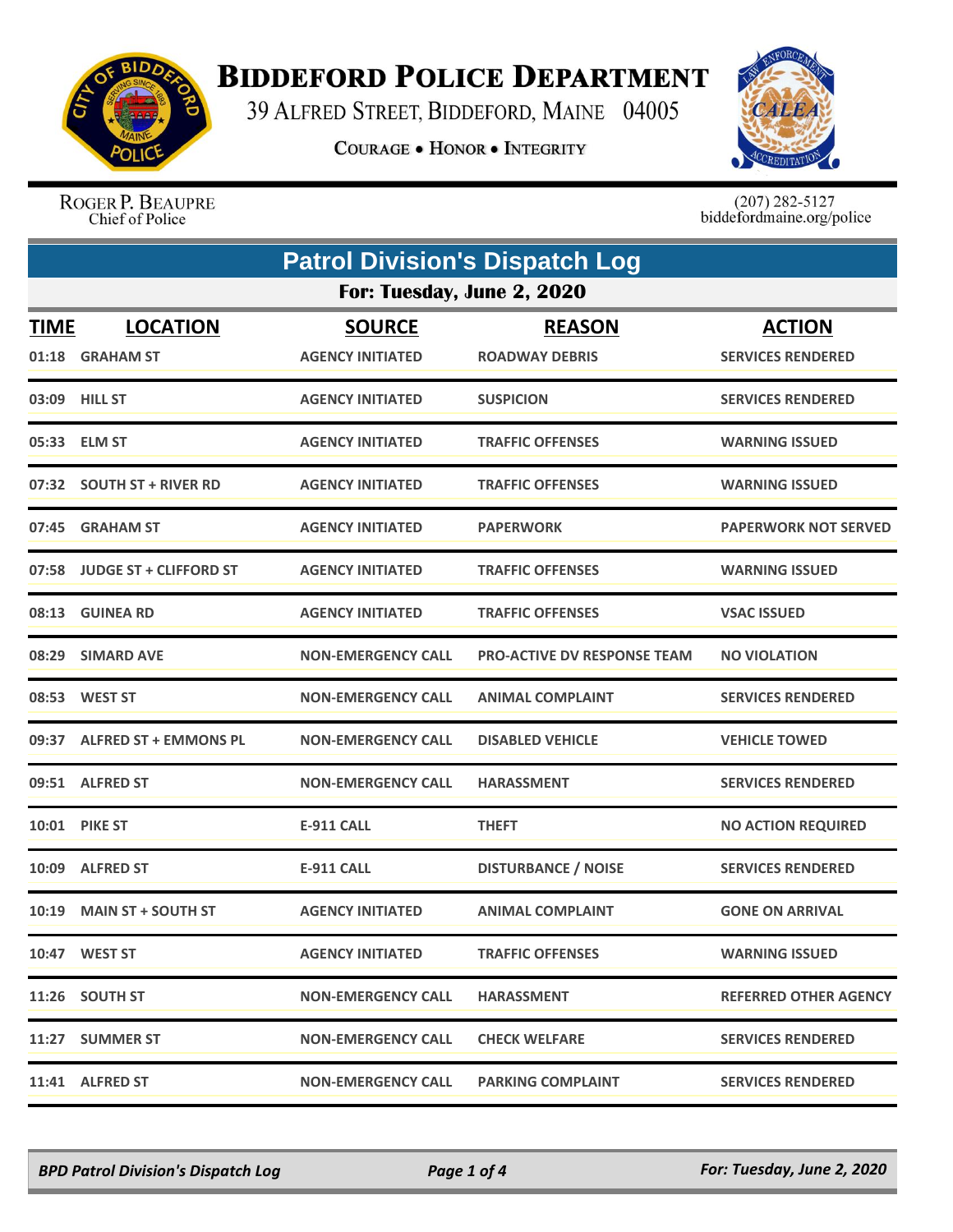# Biddeford Police Department

39 Alfred Street, Biddeford, Maine 04005

**Courage • Honor • Integrity**

Roger P. Beaupre
Chief of Police

(207) 282-5127
biddefordmaine.org/police

## Patrol Division's Dispatch Log

### For: Tuesday, June 2, 2020

| TIME | LOCATION | SOURCE | REASON | ACTION |
|---|---|---|---|---|
| 01:18 | GRAHAM ST | AGENCY INITIATED | ROADWAY DEBRIS | SERVICES RENDERED |
| 03:09 | HILL ST | AGENCY INITIATED | SUSPICION | SERVICES RENDERED |
| 05:33 | ELM ST | AGENCY INITIATED | TRAFFIC OFFENSES | WARNING ISSUED |
| 07:32 | SOUTH ST + RIVER RD | AGENCY INITIATED | TRAFFIC OFFENSES | WARNING ISSUED |
| 07:45 | GRAHAM ST | AGENCY INITIATED | PAPERWORK | PAPERWORK NOT SERVED |
| 07:58 | JUDGE ST + CLIFFORD ST | AGENCY INITIATED | TRAFFIC OFFENSES | WARNING ISSUED |
| 08:13 | GUINEA RD | AGENCY INITIATED | TRAFFIC OFFENSES | VSAC ISSUED |
| 08:29 | SIMARD AVE | NON-EMERGENCY CALL | PRO-ACTIVE DV RESPONSE TEAM | NO VIOLATION |
| 08:53 | WEST ST | NON-EMERGENCY CALL | ANIMAL COMPLAINT | SERVICES RENDERED |
| 09:37 | ALFRED ST + EMMONS PL | NON-EMERGENCY CALL | DISABLED VEHICLE | VEHICLE TOWED |
| 09:51 | ALFRED ST | NON-EMERGENCY CALL | HARASSMENT | SERVICES RENDERED |
| 10:01 | PIKE ST | E-911 CALL | THEFT | NO ACTION REQUIRED |
| 10:09 | ALFRED ST | E-911 CALL | DISTURBANCE / NOISE | SERVICES RENDERED |
| 10:19 | MAIN ST + SOUTH ST | AGENCY INITIATED | ANIMAL COMPLAINT | GONE ON ARRIVAL |
| 10:47 | WEST ST | AGENCY INITIATED | TRAFFIC OFFENSES | WARNING ISSUED |
| 11:26 | SOUTH ST | NON-EMERGENCY CALL | HARASSMENT | REFERRED OTHER AGENCY |
| 11:27 | SUMMER ST | NON-EMERGENCY CALL | CHECK WELFARE | SERVICES RENDERED |
| 11:41 | ALFRED ST | NON-EMERGENCY CALL | PARKING COMPLAINT | SERVICES RENDERED |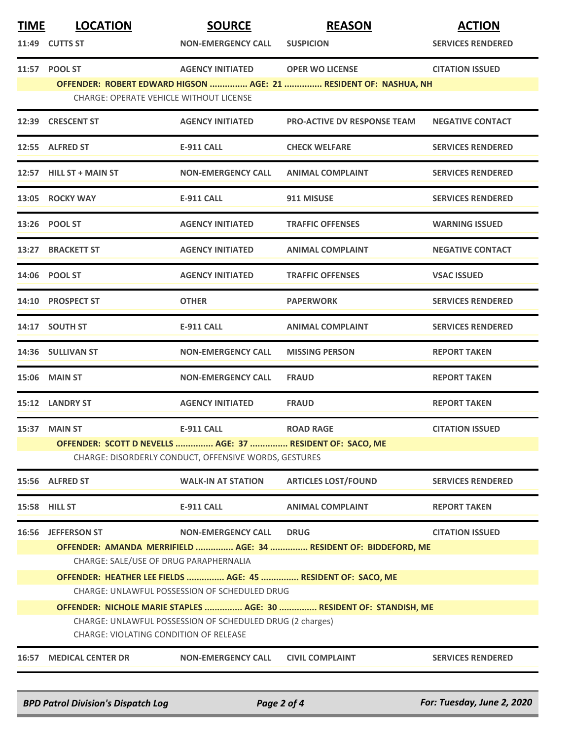| TIME | LOCATION | SOURCE | REASON | ACTION |
|---|---|---|---|---|
| 11:49 | CUTTS ST | NON-EMERGENCY CALL | SUSPICION | SERVICES RENDERED |
| 11:57 | POOL ST | AGENCY INITIATED | OPER WO LICENSE | CITATION ISSUED |
| | OFFENDER: ROBERT EDWARD HIGSON ............... AGE: 21 ............... RESIDENT OF: NASHUA, NH | | | |
| | CHARGE: OPERATE VEHICLE WITHOUT LICENSE | | | |
| 12:39 | CRESCENT ST | AGENCY INITIATED | PRO-ACTIVE DV RESPONSE TEAM | NEGATIVE CONTACT |
| 12:55 | ALFRED ST | E-911 CALL | CHECK WELFARE | SERVICES RENDERED |
| 12:57 | HILL ST + MAIN ST | NON-EMERGENCY CALL | ANIMAL COMPLAINT | SERVICES RENDERED |
| 13:05 | ROCKY WAY | E-911 CALL | 911 MISUSE | SERVICES RENDERED |
| 13:26 | POOL ST | AGENCY INITIATED | TRAFFIC OFFENSES | WARNING ISSUED |
| 13:27 | BRACKETT ST | AGENCY INITIATED | ANIMAL COMPLAINT | NEGATIVE CONTACT |
| 14:06 | POOL ST | AGENCY INITIATED | TRAFFIC OFFENSES | VSAC ISSUED |
| 14:10 | PROSPECT ST | OTHER | PAPERWORK | SERVICES RENDERED |
| 14:17 | SOUTH ST | E-911 CALL | ANIMAL COMPLAINT | SERVICES RENDERED |
| 14:36 | SULLIVAN ST | NON-EMERGENCY CALL | MISSING PERSON | REPORT TAKEN |
| 15:06 | MAIN ST | NON-EMERGENCY CALL | FRAUD | REPORT TAKEN |
| 15:12 | LANDRY ST | AGENCY INITIATED | FRAUD | REPORT TAKEN |
| 15:37 | MAIN ST | E-911 CALL | ROAD RAGE | CITATION ISSUED |
| | OFFENDER: SCOTT D NEVELLS ............... AGE: 37 ............... RESIDENT OF: SACO, ME | | | |
| | CHARGE: DISORDERLY CONDUCT, OFFENSIVE WORDS, GESTURES | | | |
| 15:56 | ALFRED ST | WALK-IN AT STATION | ARTICLES LOST/FOUND | SERVICES RENDERED |
| 15:58 | HILL ST | E-911 CALL | ANIMAL COMPLAINT | REPORT TAKEN |
| 16:56 | JEFFERSON ST | NON-EMERGENCY CALL | DRUG | CITATION ISSUED |
| | OFFENDER: AMANDA MERRIFIELD ............... AGE: 34 ............... RESIDENT OF: BIDDEFORD, ME | | | |
| | CHARGE: SALE/USE OF DRUG PARAPHERNALIA | | | |
| | OFFENDER: HEATHER LEE FIELDS ............... AGE: 45 ............... RESIDENT OF: SACO, ME | | | |
| | CHARGE: UNLAWFUL POSSESSION OF SCHEDULED DRUG | | | |
| | OFFENDER: NICHOLE MARIE STAPLES ............... AGE: 30 ............... RESIDENT OF: STANDISH, ME | | | |
| | CHARGE: UNLAWFUL POSSESSION OF SCHEDULED DRUG (2 charges) | | | |
| | CHARGE: VIOLATING CONDITION OF RELEASE | | | |
| 16:57 | MEDICAL CENTER DR | NON-EMERGENCY CALL | CIVIL COMPLAINT | SERVICES RENDERED |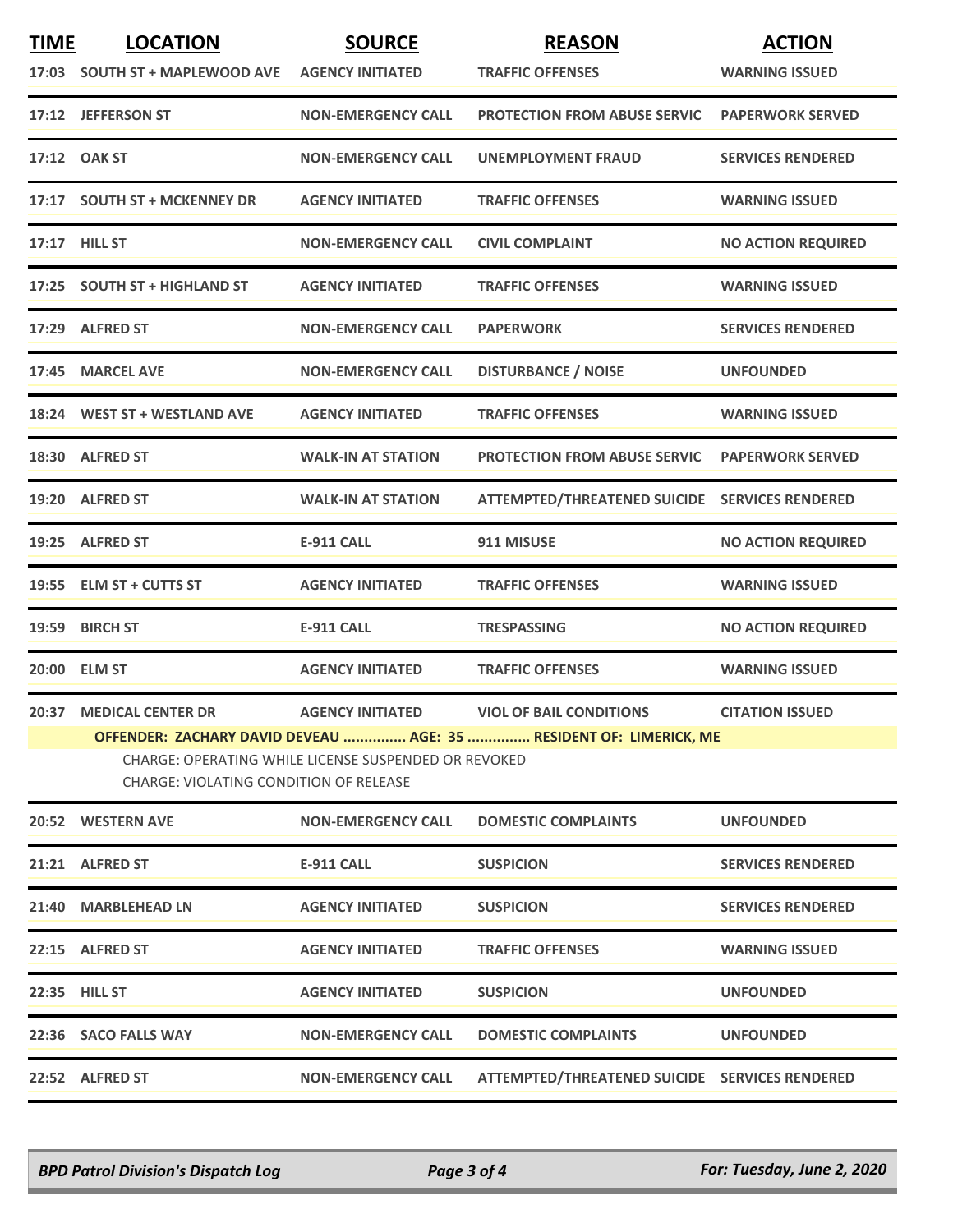| TIME | LOCATION | SOURCE | REASON | ACTION |
|---|---|---|---|---|
| 17:03 | SOUTH ST + MAPLEWOOD AVE | AGENCY INITIATED | TRAFFIC OFFENSES | WARNING ISSUED |
| 17:12 | JEFFERSON ST | NON-EMERGENCY CALL | PROTECTION FROM ABUSE SERVIC | PAPERWORK SERVED |
| 17:12 | OAK ST | NON-EMERGENCY CALL | UNEMPLOYMENT FRAUD | SERVICES RENDERED |
| 17:17 | SOUTH ST + MCKENNEY DR | AGENCY INITIATED | TRAFFIC OFFENSES | WARNING ISSUED |
| 17:17 | HILL ST | NON-EMERGENCY CALL | CIVIL COMPLAINT | NO ACTION REQUIRED |
| 17:25 | SOUTH ST + HIGHLAND ST | AGENCY INITIATED | TRAFFIC OFFENSES | WARNING ISSUED |
| 17:29 | ALFRED ST | NON-EMERGENCY CALL | PAPERWORK | SERVICES RENDERED |
| 17:45 | MARCEL AVE | NON-EMERGENCY CALL | DISTURBANCE / NOISE | UNFOUNDED |
| 18:24 | WEST ST + WESTLAND AVE | AGENCY INITIATED | TRAFFIC OFFENSES | WARNING ISSUED |
| 18:30 | ALFRED ST | WALK-IN AT STATION | PROTECTION FROM ABUSE SERVIC | PAPERWORK SERVED |
| 19:20 | ALFRED ST | WALK-IN AT STATION | ATTEMPTED/THREATENED SUICIDE | SERVICES RENDERED |
| 19:25 | ALFRED ST | E-911 CALL | 911 MISUSE | NO ACTION REQUIRED |
| 19:55 | ELM ST + CUTTS ST | AGENCY INITIATED | TRAFFIC OFFENSES | WARNING ISSUED |
| 19:59 | BIRCH ST | E-911 CALL | TRESPASSING | NO ACTION REQUIRED |
| 20:00 | ELM ST | AGENCY INITIATED | TRAFFIC OFFENSES | WARNING ISSUED |
| 20:37 | MEDICAL CENTER DR | AGENCY INITIATED | VIOL OF BAIL CONDITIONS | CITATION ISSUED |
| | **OFFENDER: ZACHARY DAVID DEVEAU ............... AGE: 35 ............... RESIDENT OF: LIMERICK, ME**<br>CHARGE: OPERATING WHILE LICENSE SUSPENDED OR REVOKED<br>CHARGE: VIOLATING CONDITION OF RELEASE | | | |
| 20:52 | WESTERN AVE | NON-EMERGENCY CALL | DOMESTIC COMPLAINTS | UNFOUNDED |
| 21:21 | ALFRED ST | E-911 CALL | SUSPICION | SERVICES RENDERED |
| 21:40 | MARBLEHEAD LN | AGENCY INITIATED | SUSPICION | SERVICES RENDERED |
| 22:15 | ALFRED ST | AGENCY INITIATED | TRAFFIC OFFENSES | WARNING ISSUED |
| 22:35 | HILL ST | AGENCY INITIATED | SUSPICION | UNFOUNDED |
| 22:36 | SACO FALLS WAY | NON-EMERGENCY CALL | DOMESTIC COMPLAINTS | UNFOUNDED |
| 22:52 | ALFRED ST | NON-EMERGENCY CALL | ATTEMPTED/THREATENED SUICIDE | SERVICES RENDERED |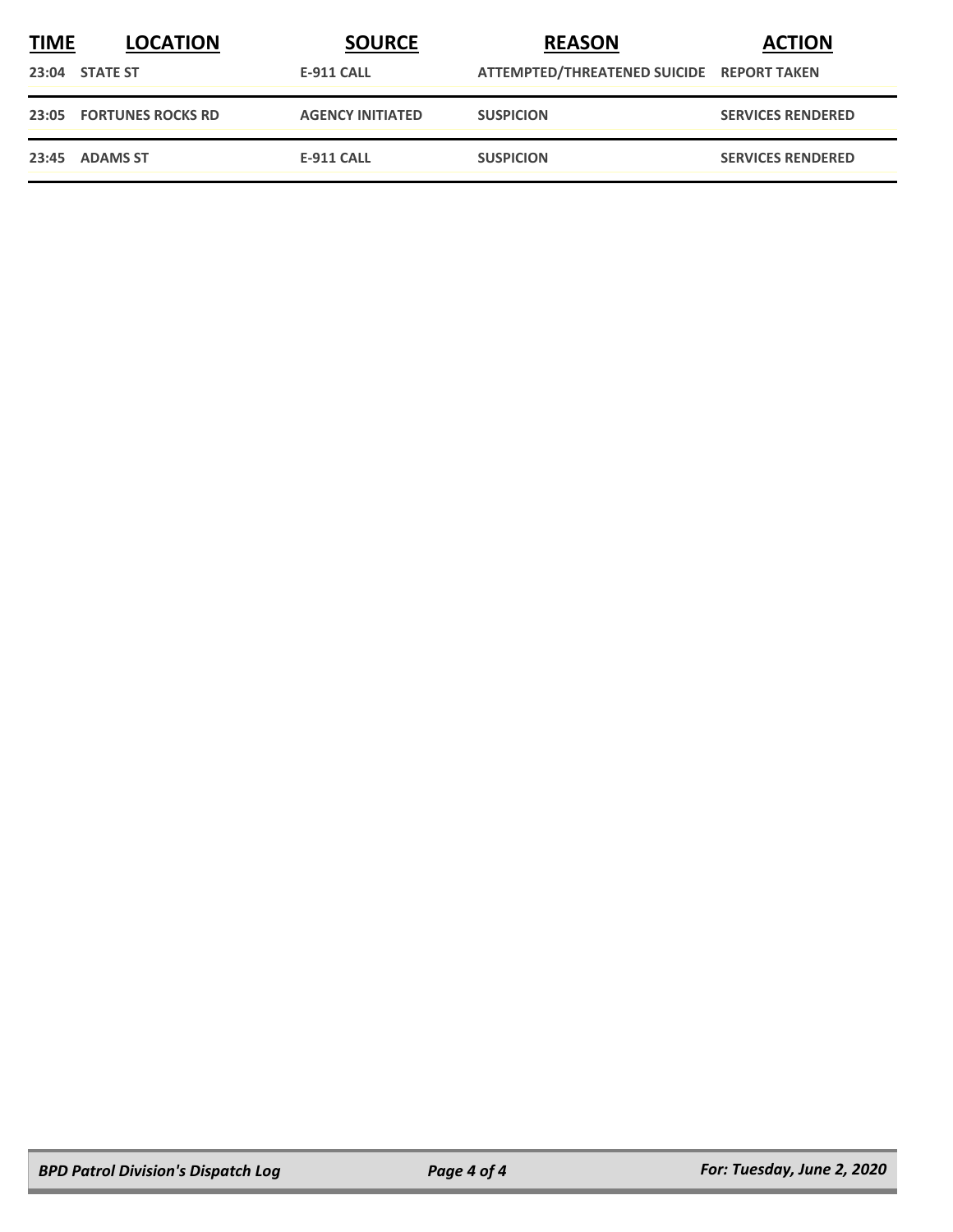| TIME | LOCATION | SOURCE | REASON | ACTION |
|---|---|---|---|---|
| 23:04 | STATE ST | E-911 CALL | ATTEMPTED/THREATENED SUICIDE | REPORT TAKEN |
| 23:05 | FORTUNES ROCKS RD | AGENCY INITIATED | SUSPICION | SERVICES RENDERED |
| 23:45 | ADAMS ST | E-911 CALL | SUSPICION | SERVICES RENDERED |